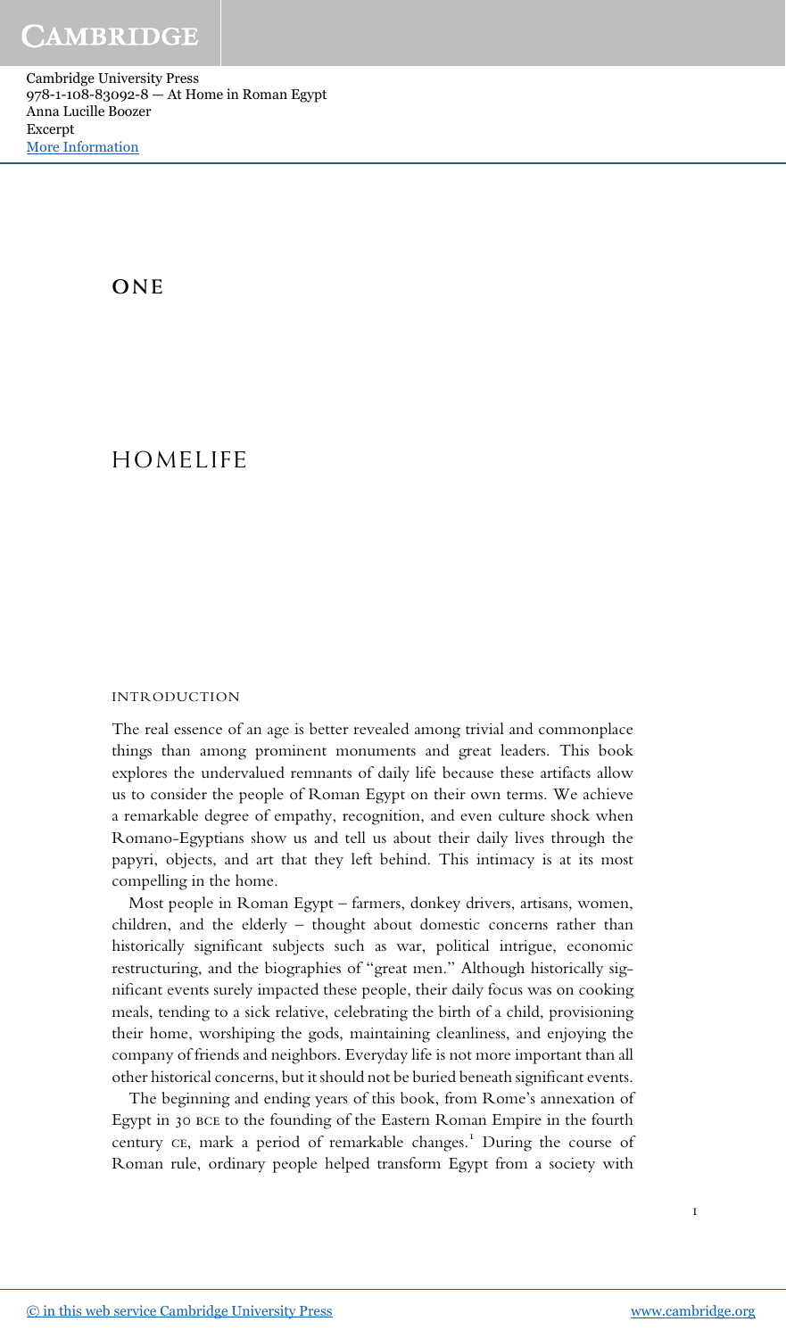# ONE

# HOMELIFE

## INTRODUCTION

The real essence of an age is better revealed among trivial and commonplace things than among prominent monuments and great leaders. This book explores the undervalued remnants of daily life because these artifacts allow us to consider the people of Roman Egypt on their own terms. We achieve a remarkable degree of empathy, recognition, and even culture shock when Romano-Egyptians show us and tell us about their daily lives through the papyri, objects, and art that they left behind. This intimacy is at its most compelling in the home.

Most people in Roman Egypt – farmers, donkey drivers, artisans, women, children, and the elderly – thought about domestic concerns rather than historically significant subjects such as war, political intrigue, economic restructuring, and the biographies of "great men." Although historically significant events surely impacted these people, their daily focus was on cooking meals, tending to a sick relative, celebrating the birth of a child, provisioning their home, worshiping the gods, maintaining cleanliness, and enjoying the company of friends and neighbors. Everyday life is not more important than all other historical concerns, but it should not be buried beneath significant events.

The beginning and ending years of this book, from Rome's annexation of Egypt in 30 BCE to the founding of the Eastern Roman Empire in the fourth century CE, mark a period of remarkable changes.[1] During the course of Roman rule, ordinary people helped transform Egypt from a society with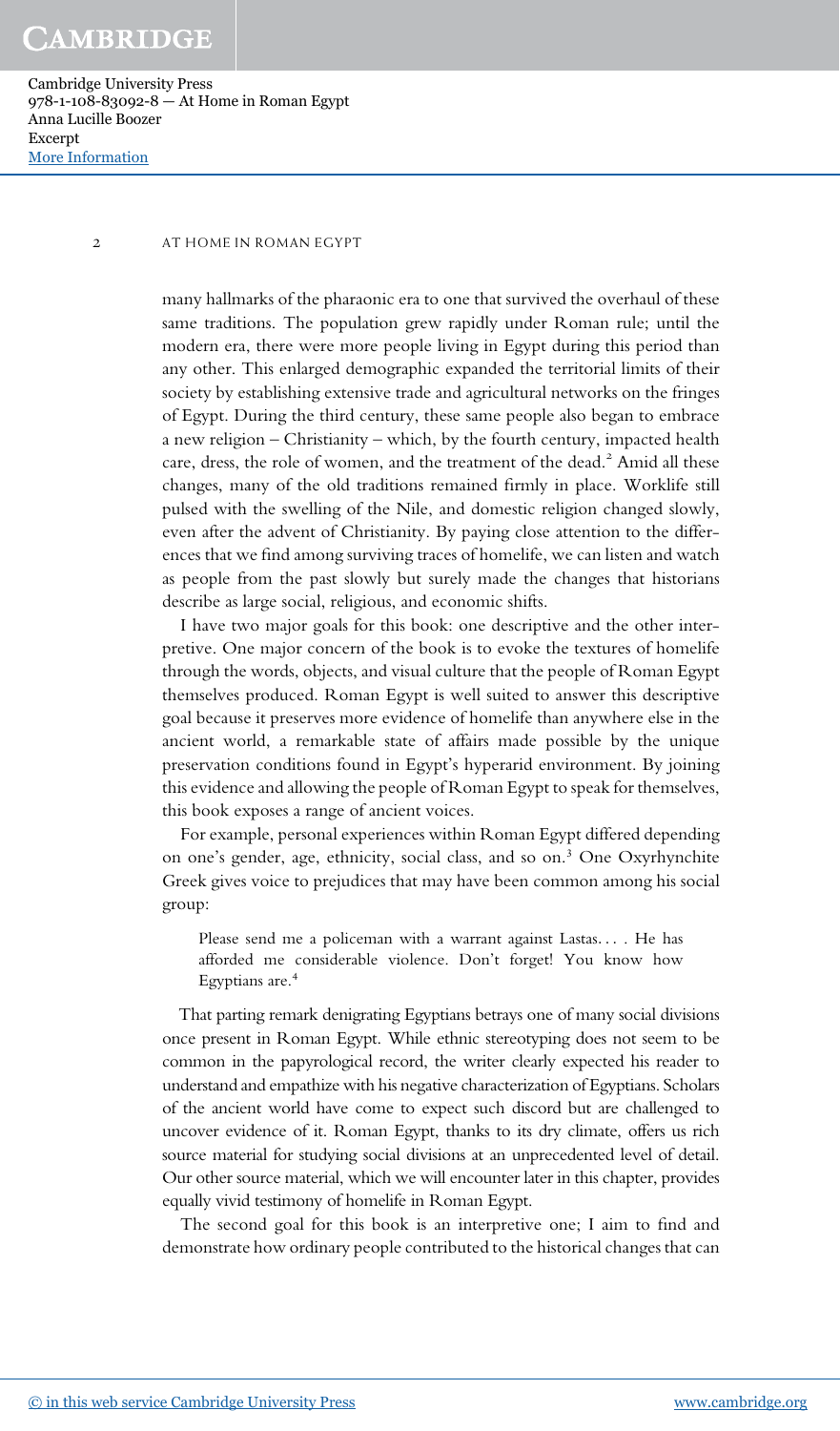many hallmarks of the pharaonic era to one that survived the overhaul of these same traditions. The population grew rapidly under Roman rule; until the modern era, there were more people living in Egypt during this period than any other. This enlarged demographic expanded the territorial limits of their society by establishing extensive trade and agricultural networks on the fringes of Egypt. During the third century, these same people also began to embrace a new religion – Christianity – which, by the fourth century, impacted health care, dress, the role of women, and the treatment of the dead.[2] Amid all these changes, many of the old traditions remained firmly in place. Worklife still pulsed with the swelling of the Nile, and domestic religion changed slowly, even after the advent of Christianity. By paying close attention to the differences that we find among surviving traces of homelife, we can listen and watch as people from the past slowly but surely made the changes that historians describe as large social, religious, and economic shifts.

I have two major goals for this book: one descriptive and the other interpretive. One major concern of the book is to evoke the textures of homelife through the words, objects, and visual culture that the people of Roman Egypt themselves produced. Roman Egypt is well suited to answer this descriptive goal because it preserves more evidence of homelife than anywhere else in the ancient world, a remarkable state of affairs made possible by the unique preservation conditions found in Egypt's hyperarid environment. By joining this evidence and allowing the people of Roman Egypt to speak for themselves, this book exposes a range of ancient voices.

For example, personal experiences within Roman Egypt differed depending on one's gender, age, ethnicity, social class, and so on.[3] One Oxyrhynchite Greek gives voice to prejudices that may have been common among his social group:

> Please send me a policeman with a warrant against Lastas. . . . He has afforded me considerable violence. Don't forget! You know how Egyptians are.[4]

That parting remark denigrating Egyptians betrays one of many social divisions once present in Roman Egypt. While ethnic stereotyping does not seem to be common in the papyrological record, the writer clearly expected his reader to understand and empathize with his negative characterization of Egyptians. Scholars of the ancient world have come to expect such discord but are challenged to uncover evidence of it. Roman Egypt, thanks to its dry climate, offers us rich source material for studying social divisions at an unprecedented level of detail. Our other source material, which we will encounter later in this chapter, provides equally vivid testimony of homelife in Roman Egypt.

The second goal for this book is an interpretive one; I aim to find and demonstrate how ordinary people contributed to the historical changes that can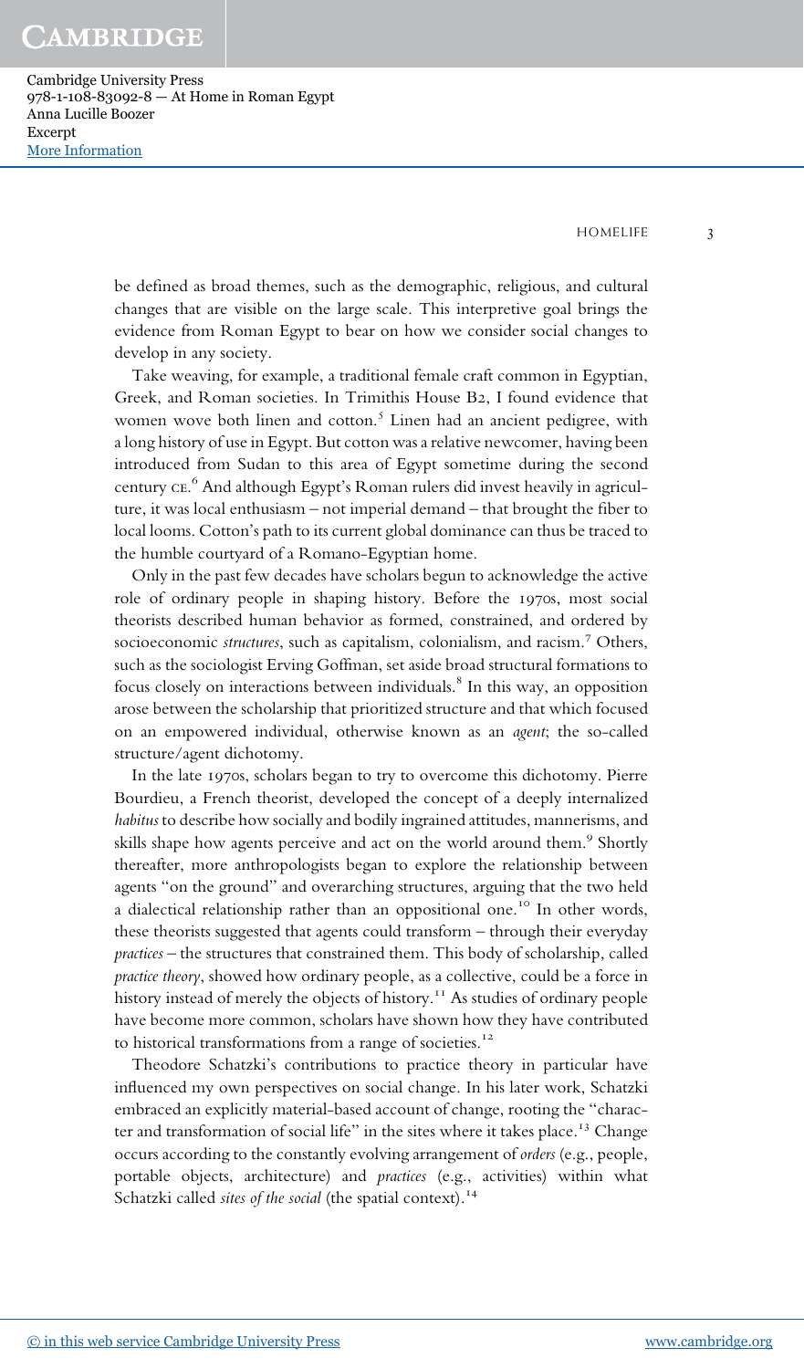be defined as broad themes, such as the demographic, religious, and cultural changes that are visible on the large scale. This interpretive goal brings the evidence from Roman Egypt to bear on how we consider social changes to develop in any society.

Take weaving, for example, a traditional female craft common in Egyptian, Greek, and Roman societies. In Trimithis House B2, I found evidence that women wove both linen and cotton.[5] Linen had an ancient pedigree, with a long history of use in Egypt. But cotton was a relative newcomer, having been introduced from Sudan to this area of Egypt sometime during the second century CE.[6] And although Egypt's Roman rulers did invest heavily in agriculture, it was local enthusiasm – not imperial demand – that brought the fiber to local looms. Cotton's path to its current global dominance can thus be traced to the humble courtyard of a Romano-Egyptian home.

Only in the past few decades have scholars begun to acknowledge the active role of ordinary people in shaping history. Before the 1970s, most social theorists described human behavior as formed, constrained, and ordered by socioeconomic *structures*, such as capitalism, colonialism, and racism.[7] Others, such as the sociologist Erving Goffman, set aside broad structural formations to focus closely on interactions between individuals.[8] In this way, an opposition arose between the scholarship that prioritized structure and that which focused on an empowered individual, otherwise known as an *agent*; the so-called structure/agent dichotomy.

In the late 1970s, scholars began to try to overcome this dichotomy. Pierre Bourdieu, a French theorist, developed the concept of a deeply internalized *habitus* to describe how socially and bodily ingrained attitudes, mannerisms, and skills shape how agents perceive and act on the world around them.[9] Shortly thereafter, more anthropologists began to explore the relationship between agents "on the ground" and overarching structures, arguing that the two held a dialectical relationship rather than an oppositional one.[10] In other words, these theorists suggested that agents could transform – through their everyday *practices* – the structures that constrained them. This body of scholarship, called *practice theory*, showed how ordinary people, as a collective, could be a force in history instead of merely the objects of history.[11] As studies of ordinary people have become more common, scholars have shown how they have contributed to historical transformations from a range of societies.[12]

Theodore Schatzki's contributions to practice theory in particular have influenced my own perspectives on social change. In his later work, Schatzki embraced an explicitly material-based account of change, rooting the "character and transformation of social life" in the sites where it takes place.[13] Change occurs according to the constantly evolving arrangement of *orders* (e.g., people, portable objects, architecture) and *practices* (e.g., activities) within what Schatzki called *sites of the social* (the spatial context).[14]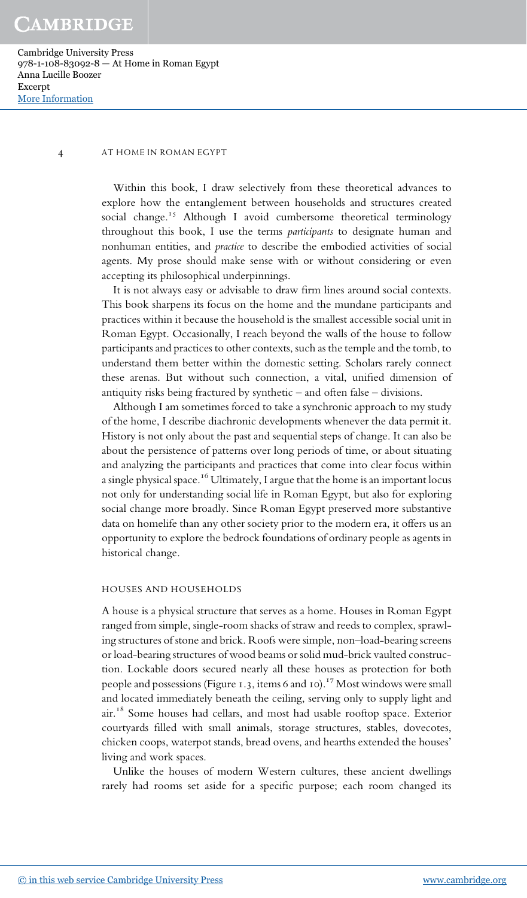Within this book, I draw selectively from these theoretical advances to explore how the entanglement between households and structures created social change.[15] Although I avoid cumbersome theoretical terminology throughout this book, I use the terms *participants* to designate human and nonhuman entities, and *practice* to describe the embodied activities of social agents. My prose should make sense with or without considering or even accepting its philosophical underpinnings.

It is not always easy or advisable to draw firm lines around social contexts. This book sharpens its focus on the home and the mundane participants and practices within it because the household is the smallest accessible social unit in Roman Egypt. Occasionally, I reach beyond the walls of the house to follow participants and practices to other contexts, such as the temple and the tomb, to understand them better within the domestic setting. Scholars rarely connect these arenas. But without such connection, a vital, unified dimension of antiquity risks being fractured by synthetic – and often false – divisions.

Although I am sometimes forced to take a synchronic approach to my study of the home, I describe diachronic developments whenever the data permit it. History is not only about the past and sequential steps of change. It can also be about the persistence of patterns over long periods of time, or about situating and analyzing the participants and practices that come into clear focus within a single physical space.[16] Ultimately, I argue that the home is an important locus not only for understanding social life in Roman Egypt, but also for exploring social change more broadly. Since Roman Egypt preserved more substantive data on homelife than any other society prior to the modern era, it offers us an opportunity to explore the bedrock foundations of ordinary people as agents in historical change.

## HOUSES AND HOUSEHOLDS

A house is a physical structure that serves as a home. Houses in Roman Egypt ranged from simple, single-room shacks of straw and reeds to complex, sprawling structures of stone and brick. Roofs were simple, non–load-bearing screens or load-bearing structures of wood beams or solid mud-brick vaulted construction. Lockable doors secured nearly all these houses as protection for both people and possessions (Figure 1.3, items 6 and 10).[17] Most windows were small and located immediately beneath the ceiling, serving only to supply light and air.[18] Some houses had cellars, and most had usable rooftop space. Exterior courtyards filled with small animals, storage structures, stables, dovecotes, chicken coops, waterpot stands, bread ovens, and hearths extended the houses' living and work spaces.

Unlike the houses of modern Western cultures, these ancient dwellings rarely had rooms set aside for a specific purpose; each room changed its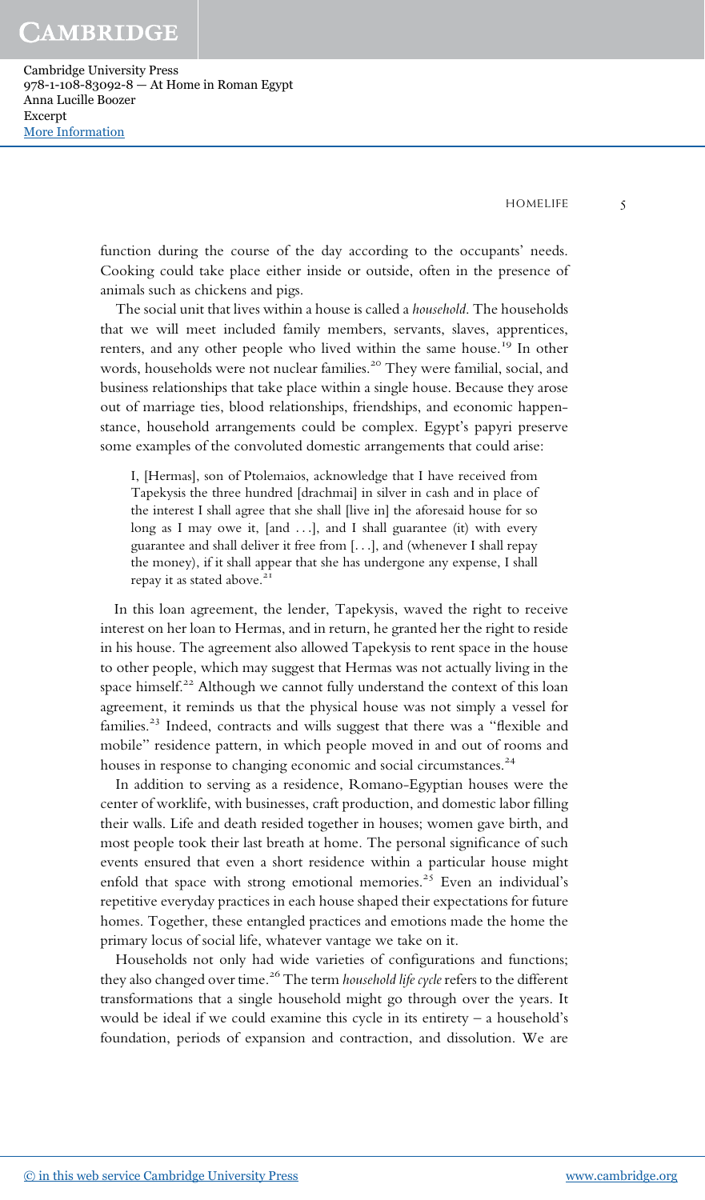function during the course of the day according to the occupants' needs. Cooking could take place either inside or outside, often in the presence of animals such as chickens and pigs.

The social unit that lives within a house is called a *household*. The households that we will meet included family members, servants, slaves, apprentices, renters, and any other people who lived within the same house.[19] In other words, households were not nuclear families.[20] They were familial, social, and business relationships that take place within a single house. Because they arose out of marriage ties, blood relationships, friendships, and economic happenstance, household arrangements could be complex. Egypt's papyri preserve some examples of the convoluted domestic arrangements that could arise:

> I, [Hermas], son of Ptolemaios, acknowledge that I have received from Tapekysis the three hundred [drachmai] in silver in cash and in place of the interest I shall agree that she shall [live in] the aforesaid house for so long as I may owe it, [and . . .], and I shall guarantee (it) with every guarantee and shall deliver it free from [. . .], and (whenever I shall repay the money), if it shall appear that she has undergone any expense, I shall repay it as stated above.[21]

In this loan agreement, the lender, Tapekysis, waved the right to receive interest on her loan to Hermas, and in return, he granted her the right to reside in his house. The agreement also allowed Tapekysis to rent space in the house to other people, which may suggest that Hermas was not actually living in the space himself.[22] Although we cannot fully understand the context of this loan agreement, it reminds us that the physical house was not simply a vessel for families.[23] Indeed, contracts and wills suggest that there was a "flexible and mobile" residence pattern, in which people moved in and out of rooms and houses in response to changing economic and social circumstances.[24]

In addition to serving as a residence, Romano-Egyptian houses were the center of worklife, with businesses, craft production, and domestic labor filling their walls. Life and death resided together in houses; women gave birth, and most people took their last breath at home. The personal significance of such events ensured that even a short residence within a particular house might enfold that space with strong emotional memories.[25] Even an individual's repetitive everyday practices in each house shaped their expectations for future homes. Together, these entangled practices and emotions made the home the primary locus of social life, whatever vantage we take on it.

Households not only had wide varieties of configurations and functions; they also changed over time.[26] The term *household life cycle* refers to the different transformations that a single household might go through over the years. It would be ideal if we could examine this cycle in its entirety – a household's foundation, periods of expansion and contraction, and dissolution. We are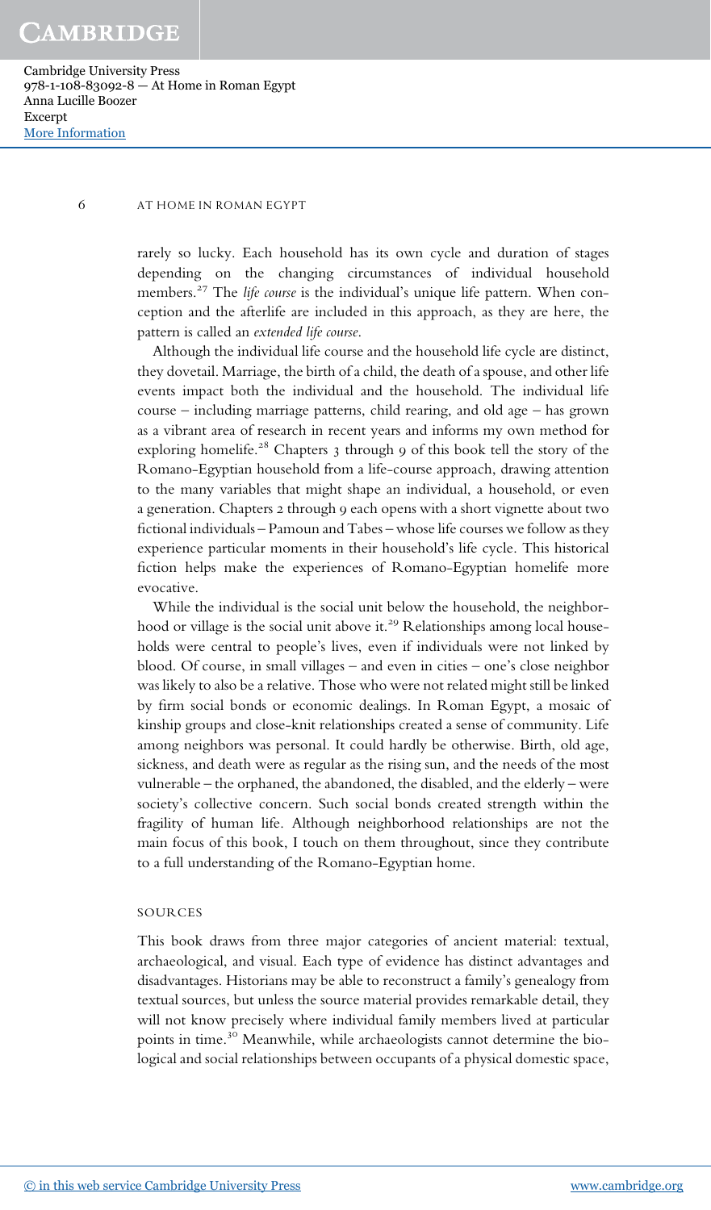rarely so lucky. Each household has its own cycle and duration of stages depending on the changing circumstances of individual household members.[27] The *life course* is the individual's unique life pattern. When conception and the afterlife are included in this approach, as they are here, the pattern is called an *extended life course*.

Although the individual life course and the household life cycle are distinct, they dovetail. Marriage, the birth of a child, the death of a spouse, and other life events impact both the individual and the household. The individual life course – including marriage patterns, child rearing, and old age – has grown as a vibrant area of research in recent years and informs my own method for exploring homelife.[28] Chapters 3 through 9 of this book tell the story of the Romano-Egyptian household from a life-course approach, drawing attention to the many variables that might shape an individual, a household, or even a generation. Chapters 2 through 9 each opens with a short vignette about two fictional individuals – Pamoun and Tabes – whose life courses we follow as they experience particular moments in their household's life cycle. This historical fiction helps make the experiences of Romano-Egyptian homelife more evocative.

While the individual is the social unit below the household, the neighborhood or village is the social unit above it.[29] Relationships among local households were central to people's lives, even if individuals were not linked by blood. Of course, in small villages – and even in cities – one's close neighbor was likely to also be a relative. Those who were not related might still be linked by firm social bonds or economic dealings. In Roman Egypt, a mosaic of kinship groups and close-knit relationships created a sense of community. Life among neighbors was personal. It could hardly be otherwise. Birth, old age, sickness, and death were as regular as the rising sun, and the needs of the most vulnerable – the orphaned, the abandoned, the disabled, and the elderly – were society's collective concern. Such social bonds created strength within the fragility of human life. Although neighborhood relationships are not the main focus of this book, I touch on them throughout, since they contribute to a full understanding of the Romano-Egyptian home.

## SOURCES

This book draws from three major categories of ancient material: textual, archaeological, and visual. Each type of evidence has distinct advantages and disadvantages. Historians may be able to reconstruct a family's genealogy from textual sources, but unless the source material provides remarkable detail, they will not know precisely where individual family members lived at particular points in time.[30] Meanwhile, while archaeologists cannot determine the biological and social relationships between occupants of a physical domestic space,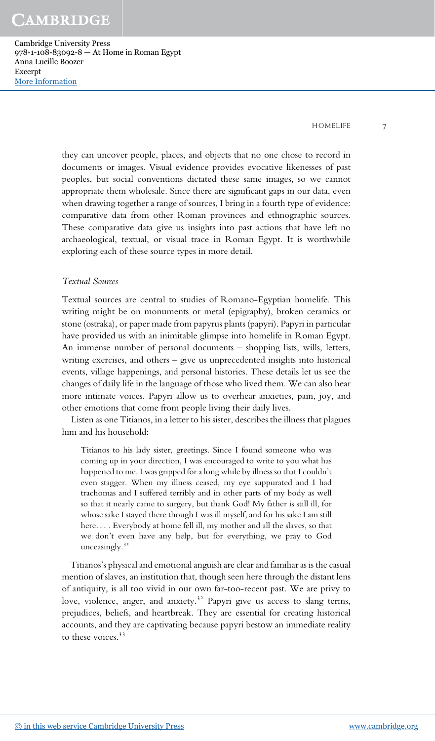they can uncover people, places, and objects that no one chose to record in documents or images. Visual evidence provides evocative likenesses of past peoples, but social conventions dictated these same images, so we cannot appropriate them wholesale. Since there are significant gaps in our data, even when drawing together a range of sources, I bring in a fourth type of evidence: comparative data from other Roman provinces and ethnographic sources. These comparative data give us insights into past actions that have left no archaeological, textual, or visual trace in Roman Egypt. It is worthwhile exploring each of these source types in more detail.

### *Textual Sources*

Textual sources are central to studies of Romano-Egyptian homelife. This writing might be on monuments or metal (epigraphy), broken ceramics or stone (ostraka), or paper made from papyrus plants (papyri). Papyri in particular have provided us with an inimitable glimpse into homelife in Roman Egypt. An immense number of personal documents – shopping lists, wills, letters, writing exercises, and others – give us unprecedented insights into historical events, village happenings, and personal histories. These details let us see the changes of daily life in the language of those who lived them. We can also hear more intimate voices. Papyri allow us to overhear anxieties, pain, joy, and other emotions that come from people living their daily lives.

Listen as one Titianos, in a letter to his sister, describes the illness that plagues him and his household:

> Titianos to his lady sister, greetings. Since I found someone who was coming up in your direction, I was encouraged to write to you what has happened to me. I was gripped for a long while by illness so that I couldn't even stagger. When my illness ceased, my eye suppurated and I had trachomas and I suffered terribly and in other parts of my body as well so that it nearly came to surgery, but thank God! My father is still ill, for whose sake I stayed there though I was ill myself, and for his sake I am still here. . . . Everybody at home fell ill, my mother and all the slaves, so that we don't even have any help, but for everything, we pray to God unceasingly.[31]

Titianos's physical and emotional anguish are clear and familiar as is the casual mention of slaves, an institution that, though seen here through the distant lens of antiquity, is all too vivid in our own far-too-recent past. We are privy to love, violence, anger, and anxiety.[32] Papyri give us access to slang terms, prejudices, beliefs, and heartbreak. They are essential for creating historical accounts, and they are captivating because papyri bestow an immediate reality to these voices.[33]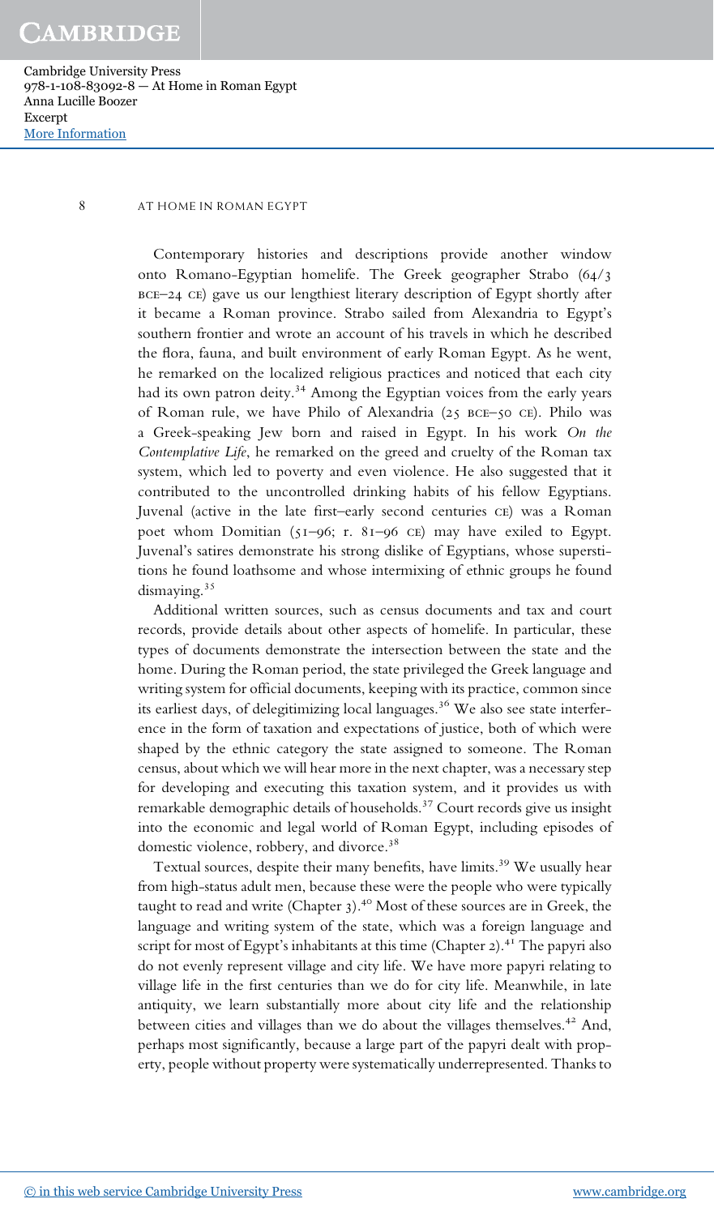Contemporary histories and descriptions provide another window onto Romano-Egyptian homelife. The Greek geographer Strabo (64/3 BCE–24 CE) gave us our lengthiest literary description of Egypt shortly after it became a Roman province. Strabo sailed from Alexandria to Egypt's southern frontier and wrote an account of his travels in which he described the flora, fauna, and built environment of early Roman Egypt. As he went, he remarked on the localized religious practices and noticed that each city had its own patron deity.[34] Among the Egyptian voices from the early years of Roman rule, we have Philo of Alexandria (25 BCE–50 CE). Philo was a Greek-speaking Jew born and raised in Egypt. In his work *On the Contemplative Life*, he remarked on the greed and cruelty of the Roman tax system, which led to poverty and even violence. He also suggested that it contributed to the uncontrolled drinking habits of his fellow Egyptians. Juvenal (active in the late first–early second centuries CE) was a Roman poet whom Domitian (51–96; r. 81–96 CE) may have exiled to Egypt. Juvenal's satires demonstrate his strong dislike of Egyptians, whose superstitions he found loathsome and whose intermixing of ethnic groups he found dismaying.[35]

Additional written sources, such as census documents and tax and court records, provide details about other aspects of homelife. In particular, these types of documents demonstrate the intersection between the state and the home. During the Roman period, the state privileged the Greek language and writing system for official documents, keeping with its practice, common since its earliest days, of delegitimizing local languages.[36] We also see state interference in the form of taxation and expectations of justice, both of which were shaped by the ethnic category the state assigned to someone. The Roman census, about which we will hear more in the next chapter, was a necessary step for developing and executing this taxation system, and it provides us with remarkable demographic details of households.[37] Court records give us insight into the economic and legal world of Roman Egypt, including episodes of domestic violence, robbery, and divorce.[38]

Textual sources, despite their many benefits, have limits.[39] We usually hear from high-status adult men, because these were the people who were typically taught to read and write (Chapter 3).[40] Most of these sources are in Greek, the language and writing system of the state, which was a foreign language and script for most of Egypt's inhabitants at this time (Chapter 2).[41] The papyri also do not evenly represent village and city life. We have more papyri relating to village life in the first centuries than we do for city life. Meanwhile, in late antiquity, we learn substantially more about city life and the relationship between cities and villages than we do about the villages themselves.[42] And, perhaps most significantly, because a large part of the papyri dealt with property, people without property were systematically underrepresented. Thanks to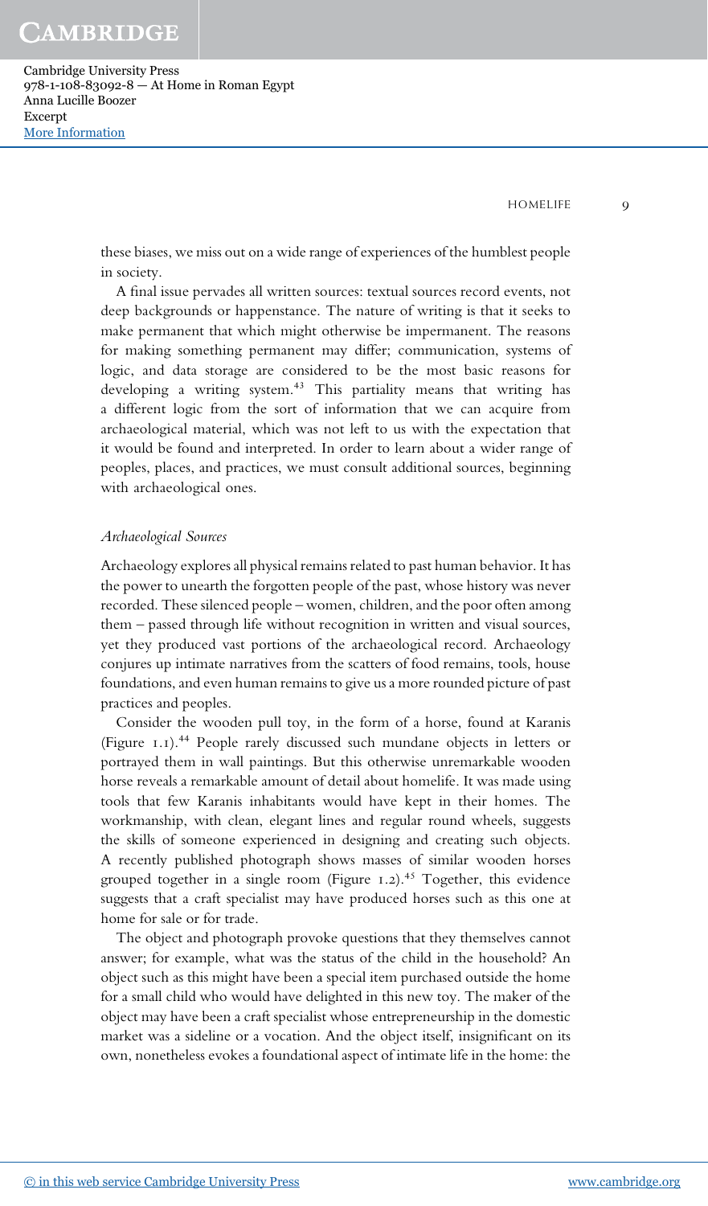these biases, we miss out on a wide range of experiences of the humblest people in society.

A final issue pervades all written sources: textual sources record events, not deep backgrounds or happenstance. The nature of writing is that it seeks to make permanent that which might otherwise be impermanent. The reasons for making something permanent may differ; communication, systems of logic, and data storage are considered to be the most basic reasons for developing a writing system.[43] This partiality means that writing has a different logic from the sort of information that we can acquire from archaeological material, which was not left to us with the expectation that it would be found and interpreted. In order to learn about a wider range of peoples, places, and practices, we must consult additional sources, beginning with archaeological ones.

### *Archaeological Sources*

Archaeology explores all physical remains related to past human behavior. It has the power to unearth the forgotten people of the past, whose history was never recorded. These silenced people – women, children, and the poor often among them – passed through life without recognition in written and visual sources, yet they produced vast portions of the archaeological record. Archaeology conjures up intimate narratives from the scatters of food remains, tools, house foundations, and even human remains to give us a more rounded picture of past practices and peoples.

Consider the wooden pull toy, in the form of a horse, found at Karanis (Figure 1.1).[44] People rarely discussed such mundane objects in letters or portrayed them in wall paintings. But this otherwise unremarkable wooden horse reveals a remarkable amount of detail about homelife. It was made using tools that few Karanis inhabitants would have kept in their homes. The workmanship, with clean, elegant lines and regular round wheels, suggests the skills of someone experienced in designing and creating such objects. A recently published photograph shows masses of similar wooden horses grouped together in a single room (Figure 1.2).[45] Together, this evidence suggests that a craft specialist may have produced horses such as this one at home for sale or for trade.

The object and photograph provoke questions that they themselves cannot answer; for example, what was the status of the child in the household? An object such as this might have been a special item purchased outside the home for a small child who would have delighted in this new toy. The maker of the object may have been a craft specialist whose entrepreneurship in the domestic market was a sideline or a vocation. And the object itself, insignificant on its own, nonetheless evokes a foundational aspect of intimate life in the home: the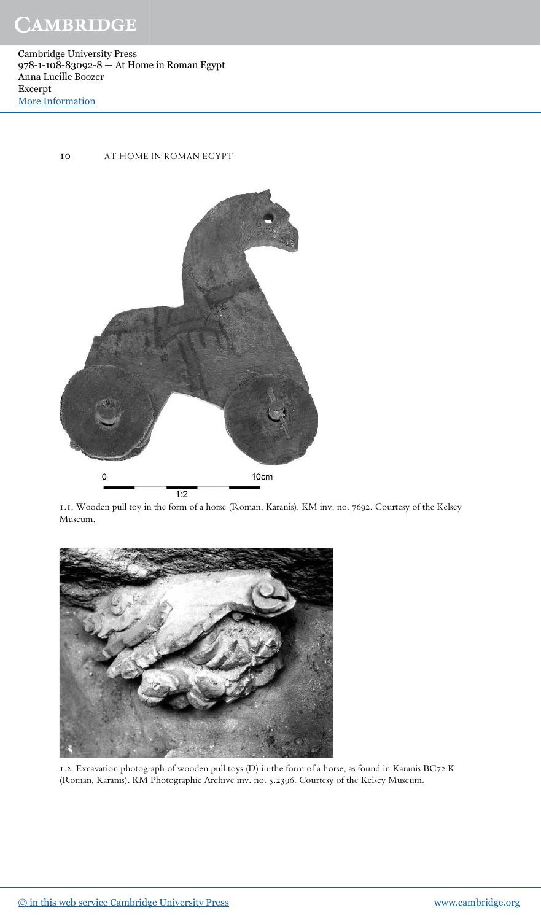Cambridge University Press
978-1-108-83092-8 — At Home in Roman Egypt
Anna Lucille Boozer
Excerpt
More Information

0 10cm
1:2

1.1. Wooden pull toy in the form of a horse (Roman, Karanis). KM inv. no. 7692. Courtesy of the Kelsey Museum.

1.2. Excavation photograph of wooden pull toys (D) in the form of a horse, as found in Karanis BC72 K (Roman, Karanis). KM Photographic Archive inv. no. 5.2396. Courtesy of the Kelsey Museum.